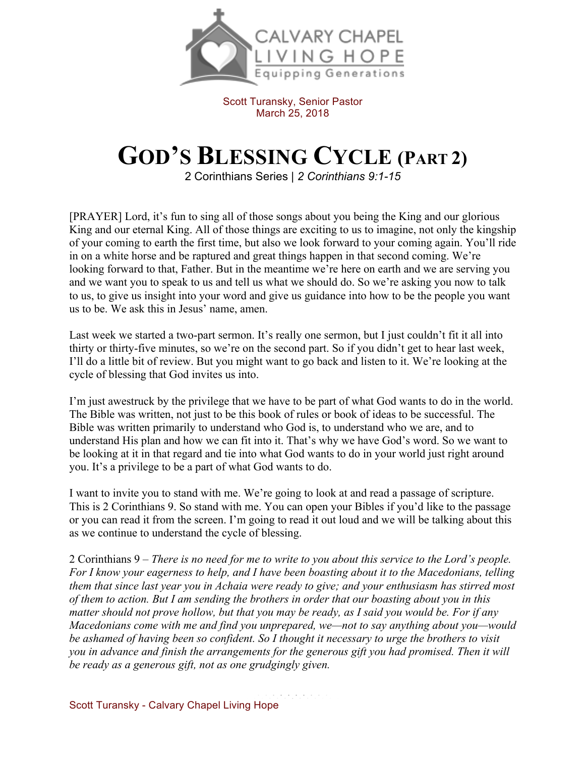CALVARY CHAPEL
LIVING HOPE
Equipping Generations

Scott Turansky, Senior Pastor
March 25, 2018

# GOD'S BLESSING CYCLE (PART 2)

2 Corinthians Series | *2 Corinthians 9:1-15*

[PRAYER] Lord, it's fun to sing all of those songs about you being the King and our glorious King and our eternal King. All of those things are exciting to us to imagine, not only the kingship of your coming to earth the first time, but also we look forward to your coming again. You'll ride in on a white horse and be raptured and great things happen in that second coming. We're looking forward to that, Father. But in the meantime we're here on earth and we are serving you and we want you to speak to us and tell us what we should do. So we're asking you now to talk to us, to give us insight into your word and give us guidance into how to be the people you want us to be. We ask this in Jesus' name, amen.

Last week we started a two-part sermon. It's really one sermon, but I just couldn't fit it all into thirty or thirty-five minutes, so we're on the second part. So if you didn't get to hear last week, I'll do a little bit of review. But you might want to go back and listen to it. We're looking at the cycle of blessing that God invites us into.

I'm just awestruck by the privilege that we have to be part of what God wants to do in the world. The Bible was written, not just to be this book of rules or book of ideas to be successful. The Bible was written primarily to understand who God is, to understand who we are, and to understand His plan and how we can fit into it. That's why we have God's word. So we want to be looking at it in that regard and tie into what God wants to do in your world just right around you. It's a privilege to be a part of what God wants to do.

I want to invite you to stand with me. We're going to look at and read a passage of scripture. This is 2 Corinthians 9. So stand with me. You can open your Bibles if you'd like to the passage or you can read it from the screen. I'm going to read it out loud and we will be talking about this as we continue to understand the cycle of blessing.

2 Corinthians 9 – *There is no need for me to write to you about this service to the Lord's people. For I know your eagerness to help, and I have been boasting about it to the Macedonians, telling them that since last year you in Achaia were ready to give; and your enthusiasm has stirred most of them to action. But I am sending the brothers in order that our boasting about you in this matter should not prove hollow, but that you may be ready, as I said you would be. For if any Macedonians come with me and find you unprepared, we—not to say anything about you—would be ashamed of having been so confident. So I thought it necessary to urge the brothers to visit you in advance and finish the arrangements for the generous gift you had promised. Then it will be ready as a generous gift, not as one grudgingly given.*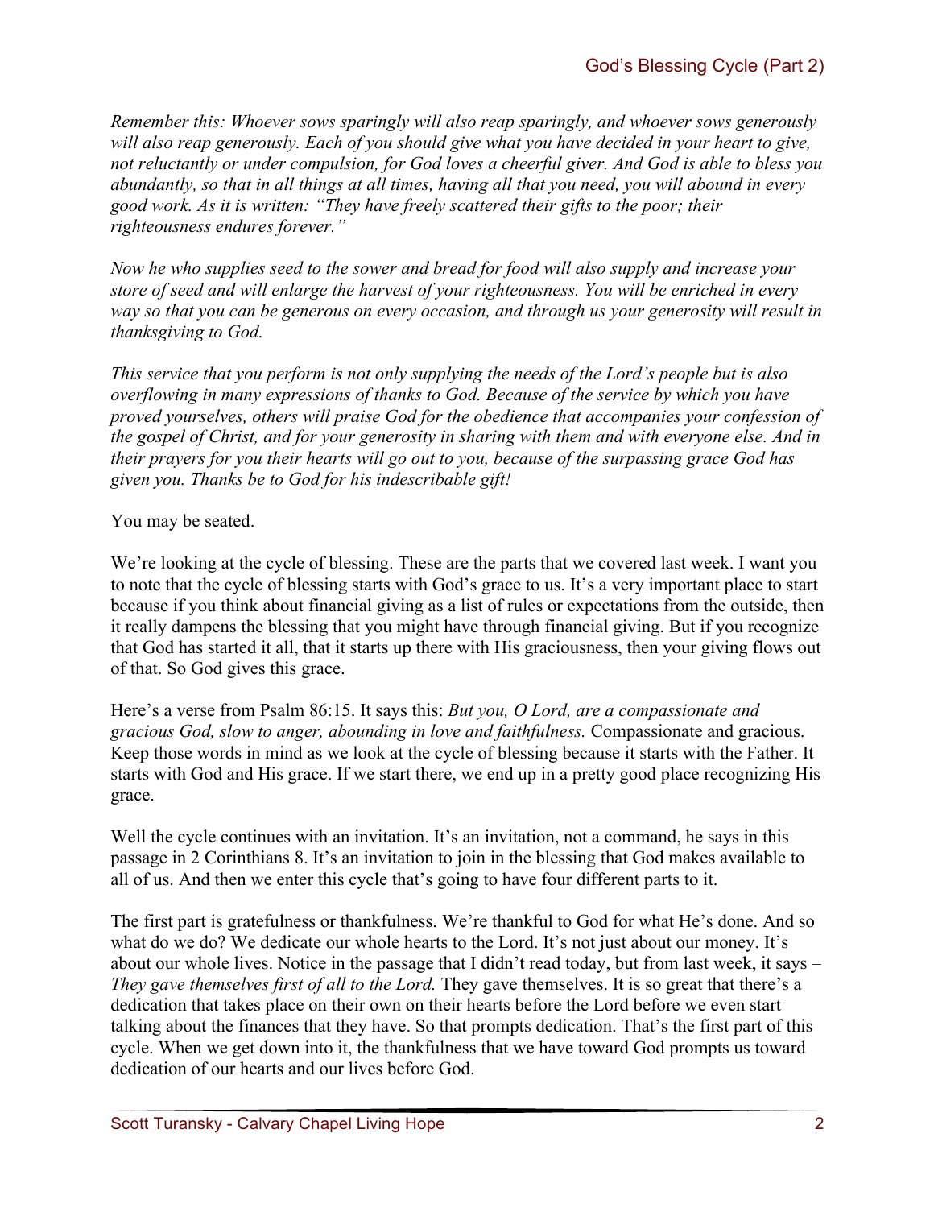*Remember this: Whoever sows sparingly will also reap sparingly, and whoever sows generously will also reap generously. Each of you should give what you have decided in your heart to give, not reluctantly or under compulsion, for God loves a cheerful giver. And God is able to bless you abundantly, so that in all things at all times, having all that you need, you will abound in every good work. As it is written: "They have freely scattered their gifts to the poor; their righteousness endures forever."*

*Now he who supplies seed to the sower and bread for food will also supply and increase your store of seed and will enlarge the harvest of your righteousness. You will be enriched in every way so that you can be generous on every occasion, and through us your generosity will result in thanksgiving to God.*

*This service that you perform is not only supplying the needs of the Lord's people but is also overflowing in many expressions of thanks to God. Because of the service by which you have proved yourselves, others will praise God for the obedience that accompanies your confession of the gospel of Christ, and for your generosity in sharing with them and with everyone else. And in their prayers for you their hearts will go out to you, because of the surpassing grace God has given you. Thanks be to God for his indescribable gift!*

You may be seated.

We're looking at the cycle of blessing. These are the parts that we covered last week. I want you to note that the cycle of blessing starts with God's grace to us. It's a very important place to start because if you think about financial giving as a list of rules or expectations from the outside, then it really dampens the blessing that you might have through financial giving. But if you recognize that God has started it all, that it starts up there with His graciousness, then your giving flows out of that. So God gives this grace.

Here's a verse from Psalm 86:15. It says this: *But you, O Lord, are a compassionate and gracious God, slow to anger, abounding in love and faithfulness.* Compassionate and gracious. Keep those words in mind as we look at the cycle of blessing because it starts with the Father. It starts with God and His grace. If we start there, we end up in a pretty good place recognizing His grace.

Well the cycle continues with an invitation. It's an invitation, not a command, he says in this passage in 2 Corinthians 8. It's an invitation to join in the blessing that God makes available to all of us. And then we enter this cycle that's going to have four different parts to it.

The first part is gratefulness or thankfulness. We're thankful to God for what He's done. And so what do we do? We dedicate our whole hearts to the Lord. It's not just about our money. It's about our whole lives. Notice in the passage that I didn't read today, but from last week, it says – *They gave themselves first of all to the Lord.* They gave themselves. It is so great that there's a dedication that takes place on their own on their hearts before the Lord before we even start talking about the finances that they have. So that prompts dedication. That's the first part of this cycle. When we get down into it, the thankfulness that we have toward God prompts us toward dedication of our hearts and our lives before God.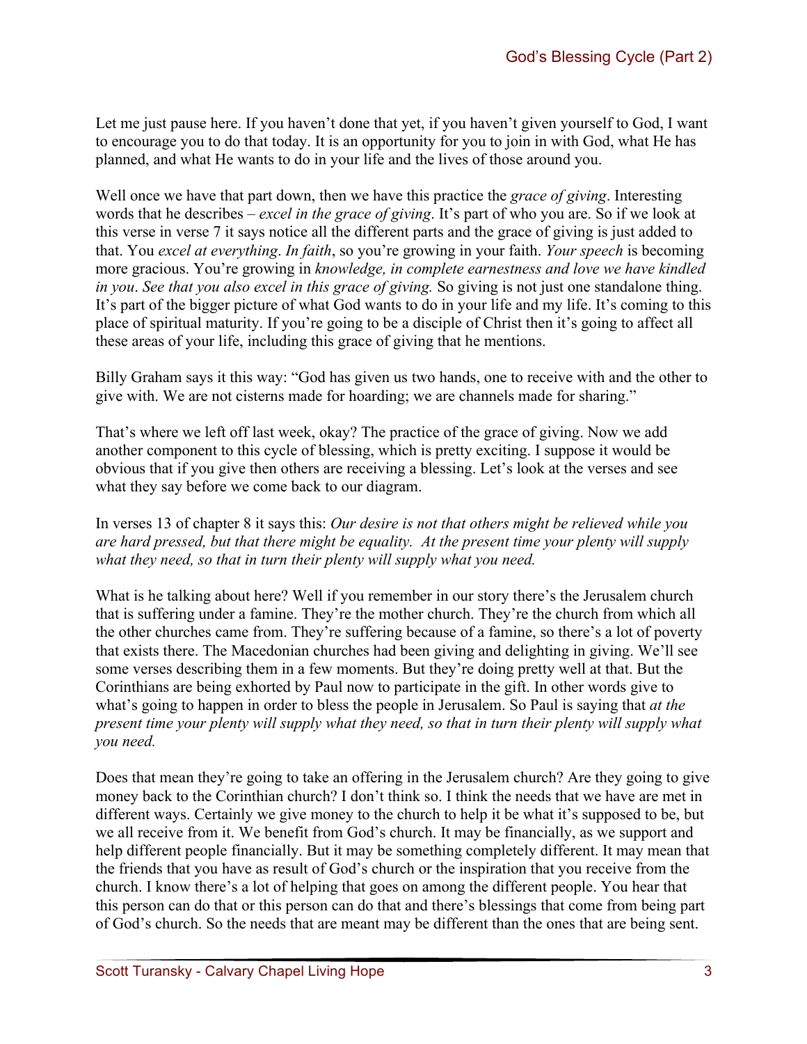Let me just pause here. If you haven't done that yet, if you haven't given yourself to God, I want to encourage you to do that today. It is an opportunity for you to join in with God, what He has planned, and what He wants to do in your life and the lives of those around you.

Well once we have that part down, then we have this practice the *grace of giving*. Interesting words that he describes – *excel in the grace of giving*. It's part of who you are. So if we look at this verse in verse 7 it says notice all the different parts and the grace of giving is just added to that. You *excel at everything*. *In faith*, so you're growing in your faith. *Your speech* is becoming more gracious. You're growing in *knowledge, in complete earnestness and love we have kindled in you*. *See that you also excel in this grace of giving.* So giving is not just one standalone thing. It's part of the bigger picture of what God wants to do in your life and my life. It's coming to this place of spiritual maturity. If you're going to be a disciple of Christ then it's going to affect all these areas of your life, including this grace of giving that he mentions.

Billy Graham says it this way: "God has given us two hands, one to receive with and the other to give with. We are not cisterns made for hoarding; we are channels made for sharing."

That's where we left off last week, okay? The practice of the grace of giving. Now we add another component to this cycle of blessing, which is pretty exciting. I suppose it would be obvious that if you give then others are receiving a blessing. Let's look at the verses and see what they say before we come back to our diagram.

In verses 13 of chapter 8 it says this: *Our desire is not that others might be relieved while you are hard pressed, but that there might be equality. At the present time your plenty will supply what they need, so that in turn their plenty will supply what you need.*

What is he talking about here? Well if you remember in our story there's the Jerusalem church that is suffering under a famine. They're the mother church. They're the church from which all the other churches came from. They're suffering because of a famine, so there's a lot of poverty that exists there. The Macedonian churches had been giving and delighting in giving. We'll see some verses describing them in a few moments. But they're doing pretty well at that. But the Corinthians are being exhorted by Paul now to participate in the gift. In other words give to what's going to happen in order to bless the people in Jerusalem. So Paul is saying that *at the present time your plenty will supply what they need, so that in turn their plenty will supply what you need.*

Does that mean they're going to take an offering in the Jerusalem church? Are they going to give money back to the Corinthian church? I don't think so. I think the needs that we have are met in different ways. Certainly we give money to the church to help it be what it's supposed to be, but we all receive from it. We benefit from God's church. It may be financially, as we support and help different people financially. But it may be something completely different. It may mean that the friends that you have as result of God's church or the inspiration that you receive from the church. I know there's a lot of helping that goes on among the different people. You hear that this person can do that or this person can do that and there's blessings that come from being part of God's church. So the needs that are meant may be different than the ones that are being sent.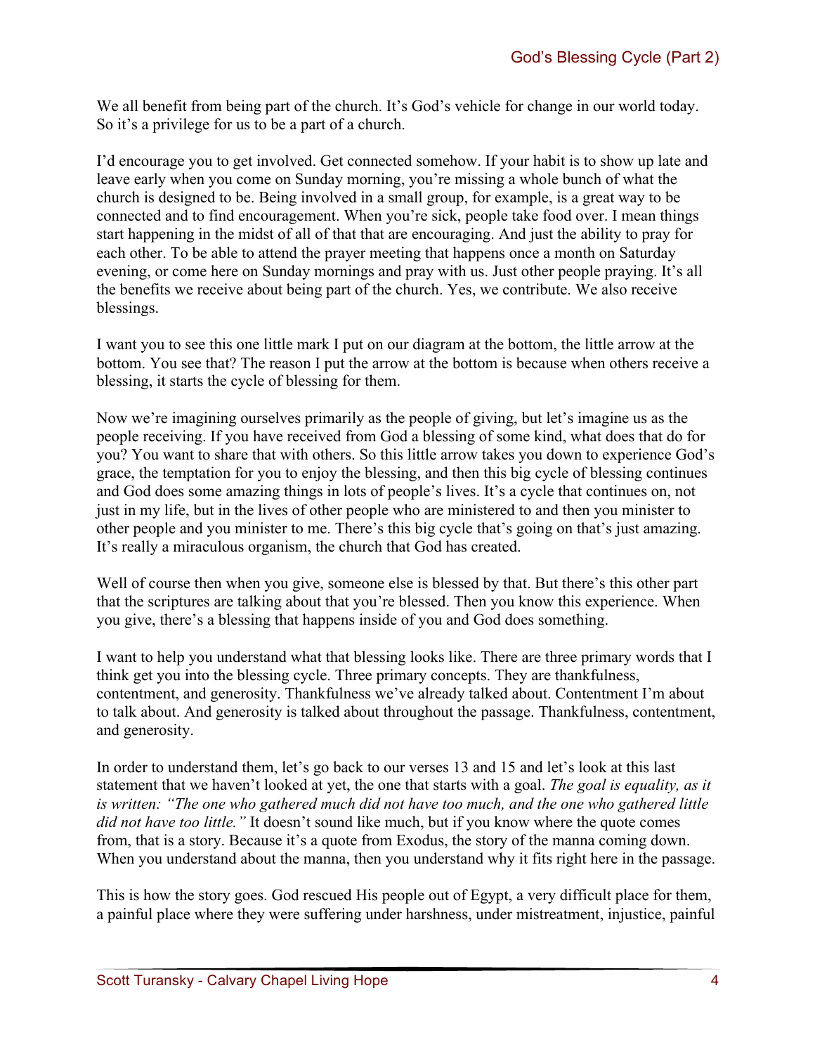We all benefit from being part of the church. It's God's vehicle for change in our world today. So it's a privilege for us to be a part of a church.

I'd encourage you to get involved. Get connected somehow. If your habit is to show up late and leave early when you come on Sunday morning, you're missing a whole bunch of what the church is designed to be. Being involved in a small group, for example, is a great way to be connected and to find encouragement. When you're sick, people take food over. I mean things start happening in the midst of all of that that are encouraging. And just the ability to pray for each other. To be able to attend the prayer meeting that happens once a month on Saturday evening, or come here on Sunday mornings and pray with us. Just other people praying. It's all the benefits we receive about being part of the church. Yes, we contribute. We also receive blessings.

I want you to see this one little mark I put on our diagram at the bottom, the little arrow at the bottom. You see that? The reason I put the arrow at the bottom is because when others receive a blessing, it starts the cycle of blessing for them.

Now we're imagining ourselves primarily as the people of giving, but let's imagine us as the people receiving. If you have received from God a blessing of some kind, what does that do for you? You want to share that with others. So this little arrow takes you down to experience God's grace, the temptation for you to enjoy the blessing, and then this big cycle of blessing continues and God does some amazing things in lots of people's lives. It's a cycle that continues on, not just in my life, but in the lives of other people who are ministered to and then you minister to other people and you minister to me. There's this big cycle that's going on that's just amazing. It's really a miraculous organism, the church that God has created.

Well of course then when you give, someone else is blessed by that. But there's this other part that the scriptures are talking about that you're blessed. Then you know this experience. When you give, there's a blessing that happens inside of you and God does something.

I want to help you understand what that blessing looks like. There are three primary words that I think get you into the blessing cycle. Three primary concepts. They are thankfulness, contentment, and generosity. Thankfulness we've already talked about. Contentment I'm about to talk about. And generosity is talked about throughout the passage. Thankfulness, contentment, and generosity.

In order to understand them, let's go back to our verses 13 and 15 and let's look at this last statement that we haven't looked at yet, the one that starts with a goal. *The goal is equality, as it is written: "The one who gathered much did not have too much, and the one who gathered little did not have too little."* It doesn't sound like much, but if you know where the quote comes from, that is a story. Because it's a quote from Exodus, the story of the manna coming down. When you understand about the manna, then you understand why it fits right here in the passage.

This is how the story goes. God rescued His people out of Egypt, a very difficult place for them, a painful place where they were suffering under harshness, under mistreatment, injustice, painful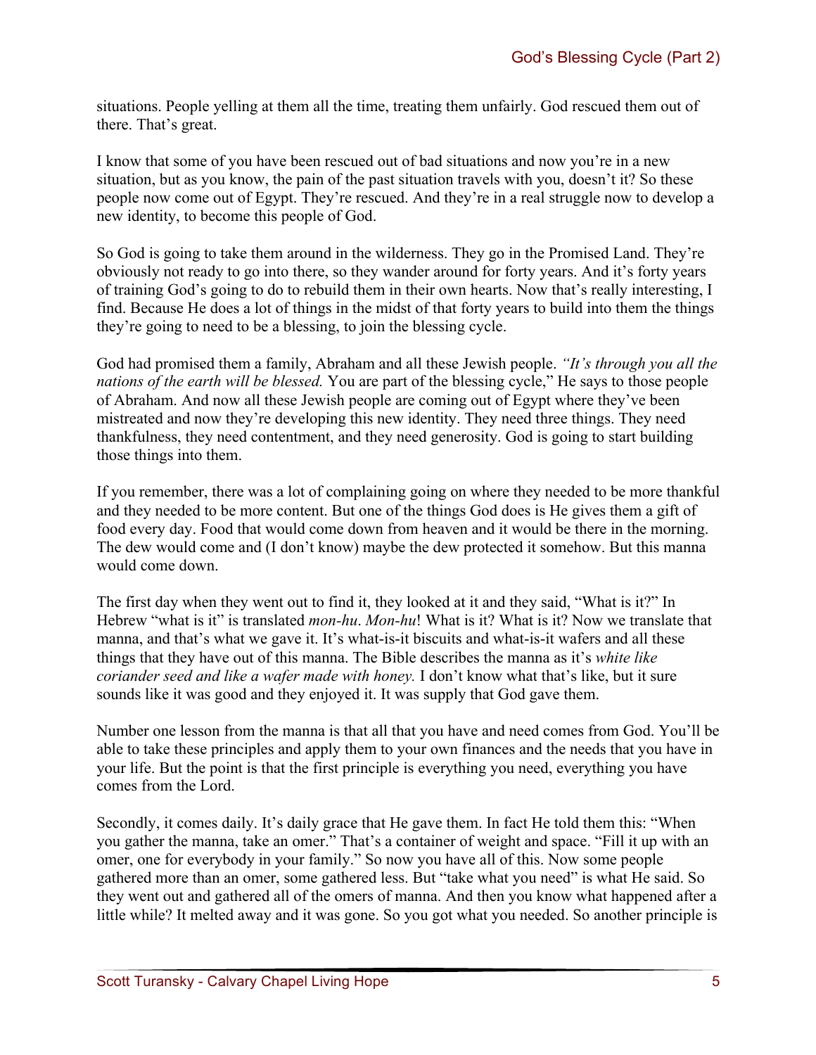situations. People yelling at them all the time, treating them unfairly. God rescued them out of there. That's great.

I know that some of you have been rescued out of bad situations and now you're in a new situation, but as you know, the pain of the past situation travels with you, doesn't it? So these people now come out of Egypt. They're rescued. And they're in a real struggle now to develop a new identity, to become this people of God.

So God is going to take them around in the wilderness. They go in the Promised Land. They're obviously not ready to go into there, so they wander around for forty years. And it's forty years of training God's going to do to rebuild them in their own hearts. Now that's really interesting, I find. Because He does a lot of things in the midst of that forty years to build into them the things they're going to need to be a blessing, to join the blessing cycle.

God had promised them a family, Abraham and all these Jewish people. *"It's through you all the nations of the earth will be blessed.* You are part of the blessing cycle," He says to those people of Abraham. And now all these Jewish people are coming out of Egypt where they've been mistreated and now they're developing this new identity. They need three things. They need thankfulness, they need contentment, and they need generosity. God is going to start building those things into them.

If you remember, there was a lot of complaining going on where they needed to be more thankful and they needed to be more content. But one of the things God does is He gives them a gift of food every day. Food that would come down from heaven and it would be there in the morning. The dew would come and (I don't know) maybe the dew protected it somehow. But this manna would come down.

The first day when they went out to find it, they looked at it and they said, "What is it?" In Hebrew "what is it" is translated *mon-hu*. *Mon-hu*! What is it? What is it? Now we translate that manna, and that's what we gave it. It's what-is-it biscuits and what-is-it wafers and all these things that they have out of this manna. The Bible describes the manna as it's *white like coriander seed and like a wafer made with honey.* I don't know what that's like, but it sure sounds like it was good and they enjoyed it. It was supply that God gave them.

Number one lesson from the manna is that all that you have and need comes from God. You'll be able to take these principles and apply them to your own finances and the needs that you have in your life. But the point is that the first principle is everything you need, everything you have comes from the Lord.

Secondly, it comes daily. It's daily grace that He gave them. In fact He told them this: "When you gather the manna, take an omer." That's a container of weight and space. "Fill it up with an omer, one for everybody in your family." So now you have all of this. Now some people gathered more than an omer, some gathered less. But "take what you need" is what He said. So they went out and gathered all of the omers of manna. And then you know what happened after a little while? It melted away and it was gone. So you got what you needed. So another principle is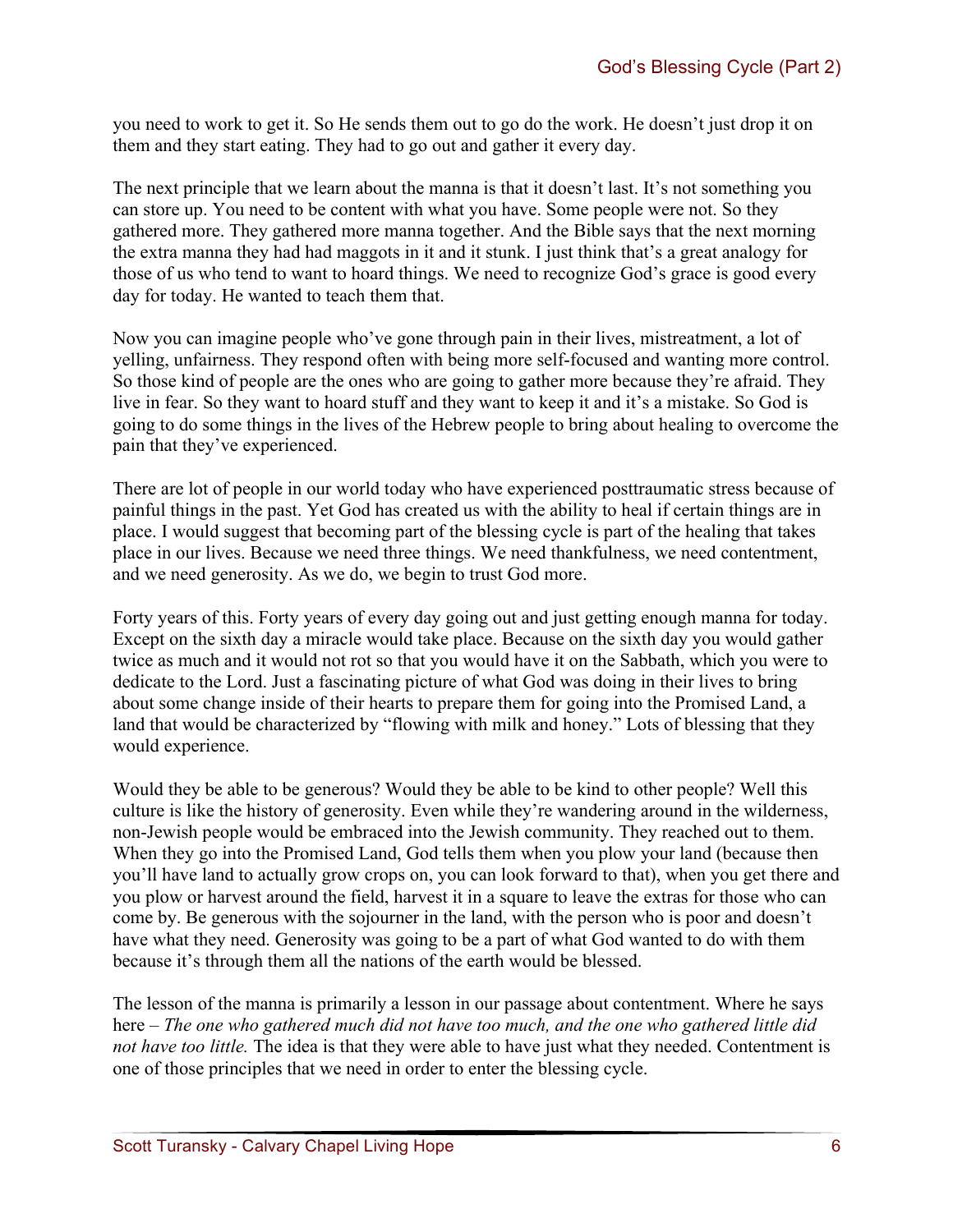you need to work to get it. So He sends them out to go do the work. He doesn't just drop it on them and they start eating. They had to go out and gather it every day.

The next principle that we learn about the manna is that it doesn't last. It's not something you can store up. You need to be content with what you have. Some people were not. So they gathered more. They gathered more manna together. And the Bible says that the next morning the extra manna they had had maggots in it and it stunk. I just think that's a great analogy for those of us who tend to want to hoard things. We need to recognize God's grace is good every day for today. He wanted to teach them that.

Now you can imagine people who've gone through pain in their lives, mistreatment, a lot of yelling, unfairness. They respond often with being more self-focused and wanting more control. So those kind of people are the ones who are going to gather more because they're afraid. They live in fear. So they want to hoard stuff and they want to keep it and it's a mistake. So God is going to do some things in the lives of the Hebrew people to bring about healing to overcome the pain that they've experienced.

There are lot of people in our world today who have experienced posttraumatic stress because of painful things in the past. Yet God has created us with the ability to heal if certain things are in place. I would suggest that becoming part of the blessing cycle is part of the healing that takes place in our lives. Because we need three things. We need thankfulness, we need contentment, and we need generosity. As we do, we begin to trust God more.

Forty years of this. Forty years of every day going out and just getting enough manna for today. Except on the sixth day a miracle would take place. Because on the sixth day you would gather twice as much and it would not rot so that you would have it on the Sabbath, which you were to dedicate to the Lord. Just a fascinating picture of what God was doing in their lives to bring about some change inside of their hearts to prepare them for going into the Promised Land, a land that would be characterized by "flowing with milk and honey." Lots of blessing that they would experience.

Would they be able to be generous? Would they be able to be kind to other people? Well this culture is like the history of generosity. Even while they're wandering around in the wilderness, non-Jewish people would be embraced into the Jewish community. They reached out to them. When they go into the Promised Land, God tells them when you plow your land (because then you'll have land to actually grow crops on, you can look forward to that), when you get there and you plow or harvest around the field, harvest it in a square to leave the extras for those who can come by. Be generous with the sojourner in the land, with the person who is poor and doesn't have what they need. Generosity was going to be a part of what God wanted to do with them because it's through them all the nations of the earth would be blessed.

The lesson of the manna is primarily a lesson in our passage about contentment. Where he says here – *The one who gathered much did not have too much, and the one who gathered little did not have too little.* The idea is that they were able to have just what they needed. Contentment is one of those principles that we need in order to enter the blessing cycle.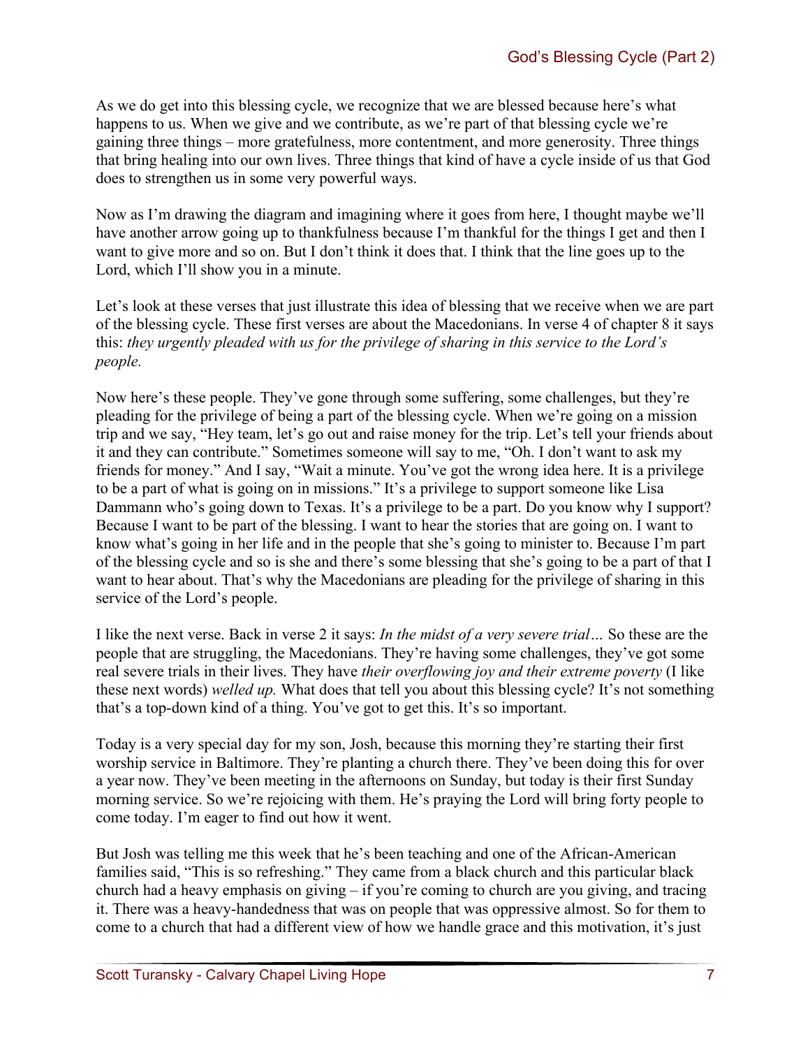As we do get into this blessing cycle, we recognize that we are blessed because here's what happens to us. When we give and we contribute, as we're part of that blessing cycle we're gaining three things – more gratefulness, more contentment, and more generosity. Three things that bring healing into our own lives. Three things that kind of have a cycle inside of us that God does to strengthen us in some very powerful ways.

Now as I'm drawing the diagram and imagining where it goes from here, I thought maybe we'll have another arrow going up to thankfulness because I'm thankful for the things I get and then I want to give more and so on. But I don't think it does that. I think that the line goes up to the Lord, which I'll show you in a minute.

Let's look at these verses that just illustrate this idea of blessing that we receive when we are part of the blessing cycle. These first verses are about the Macedonians. In verse 4 of chapter 8 it says this: *they urgently pleaded with us for the privilege of sharing in this service to the Lord's people.*

Now here's these people. They've gone through some suffering, some challenges, but they're pleading for the privilege of being a part of the blessing cycle. When we're going on a mission trip and we say, "Hey team, let's go out and raise money for the trip. Let's tell your friends about it and they can contribute." Sometimes someone will say to me, "Oh. I don't want to ask my friends for money." And I say, "Wait a minute. You've got the wrong idea here. It is a privilege to be a part of what is going on in missions." It's a privilege to support someone like Lisa Dammann who's going down to Texas. It's a privilege to be a part. Do you know why I support? Because I want to be part of the blessing. I want to hear the stories that are going on. I want to know what's going in her life and in the people that she's going to minister to. Because I'm part of the blessing cycle and so is she and there's some blessing that she's going to be a part of that I want to hear about. That's why the Macedonians are pleading for the privilege of sharing in this service of the Lord's people.

I like the next verse. Back in verse 2 it says: *In the midst of a very severe trial…* So these are the people that are struggling, the Macedonians. They're having some challenges, they've got some real severe trials in their lives. They have *their overflowing joy and their extreme poverty* (I like these next words) *welled up.* What does that tell you about this blessing cycle? It's not something that's a top-down kind of a thing. You've got to get this. It's so important.

Today is a very special day for my son, Josh, because this morning they're starting their first worship service in Baltimore. They're planting a church there. They've been doing this for over a year now. They've been meeting in the afternoons on Sunday, but today is their first Sunday morning service. So we're rejoicing with them. He's praying the Lord will bring forty people to come today. I'm eager to find out how it went.

But Josh was telling me this week that he's been teaching and one of the African-American families said, "This is so refreshing." They came from a black church and this particular black church had a heavy emphasis on giving – if you're coming to church are you giving, and tracing it. There was a heavy-handedness that was on people that was oppressive almost. So for them to come to a church that had a different view of how we handle grace and this motivation, it's just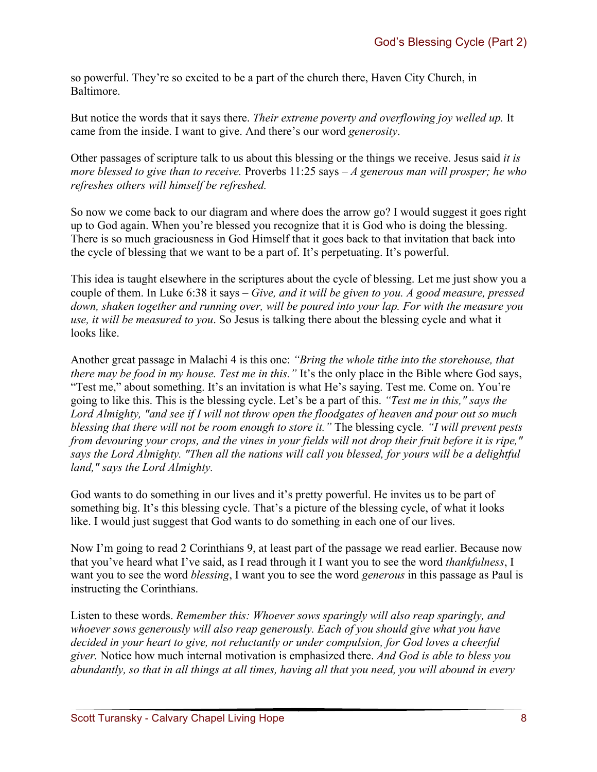so powerful. They're so excited to be a part of the church there, Haven City Church, in Baltimore.

But notice the words that it says there. *Their extreme poverty and overflowing joy welled up.* It came from the inside. I want to give. And there's our word *generosity*.

Other passages of scripture talk to us about this blessing or the things we receive. Jesus said *it is more blessed to give than to receive.* Proverbs 11:25 says – *A generous man will prosper; he who refreshes others will himself be refreshed.*

So now we come back to our diagram and where does the arrow go? I would suggest it goes right up to God again. When you're blessed you recognize that it is God who is doing the blessing. There is so much graciousness in God Himself that it goes back to that invitation that back into the cycle of blessing that we want to be a part of. It's perpetuating. It's powerful.

This idea is taught elsewhere in the scriptures about the cycle of blessing. Let me just show you a couple of them. In Luke 6:38 it says – *Give, and it will be given to you. A good measure, pressed down, shaken together and running over, will be poured into your lap. For with the measure you use, it will be measured to you*. So Jesus is talking there about the blessing cycle and what it looks like.

Another great passage in Malachi 4 is this one: *"Bring the whole tithe into the storehouse, that there may be food in my house. Test me in this."* It's the only place in the Bible where God says, "Test me," about something. It's an invitation is what He's saying. Test me. Come on. You're going to like this. This is the blessing cycle. Let's be a part of this. *"Test me in this," says the Lord Almighty, "and see if I will not throw open the floodgates of heaven and pour out so much blessing that there will not be room enough to store it."* The blessing cycle*. "I will prevent pests from devouring your crops, and the vines in your fields will not drop their fruit before it is ripe," says the Lord Almighty. "Then all the nations will call you blessed, for yours will be a delightful land," says the Lord Almighty.*

God wants to do something in our lives and it's pretty powerful. He invites us to be part of something big. It's this blessing cycle. That's a picture of the blessing cycle, of what it looks like. I would just suggest that God wants to do something in each one of our lives.

Now I'm going to read 2 Corinthians 9, at least part of the passage we read earlier. Because now that you've heard what I've said, as I read through it I want you to see the word *thankfulness*, I want you to see the word *blessing*, I want you to see the word *generous* in this passage as Paul is instructing the Corinthians.

Listen to these words. *Remember this: Whoever sows sparingly will also reap sparingly, and whoever sows generously will also reap generously. Each of you should give what you have decided in your heart to give, not reluctantly or under compulsion, for God loves a cheerful giver.* Notice how much internal motivation is emphasized there. *And God is able to bless you abundantly, so that in all things at all times, having all that you need, you will abound in every*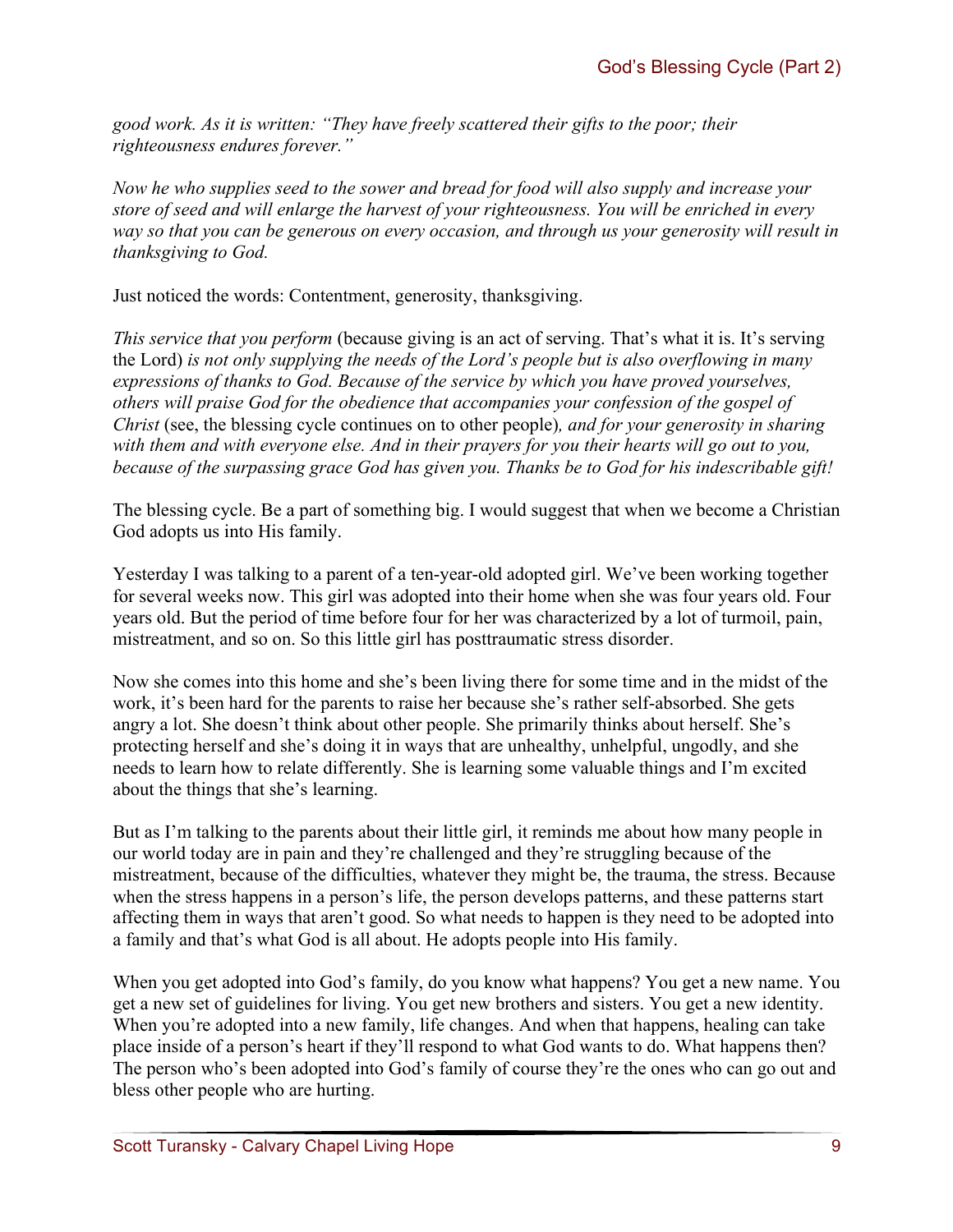*good work. As it is written: "They have freely scattered their gifts to the poor; their righteousness endures forever."*

*Now he who supplies seed to the sower and bread for food will also supply and increase your store of seed and will enlarge the harvest of your righteousness. You will be enriched in every way so that you can be generous on every occasion, and through us your generosity will result in thanksgiving to God.*

Just noticed the words: Contentment, generosity, thanksgiving.

*This service that you perform* (because giving is an act of serving. That's what it is. It's serving the Lord) *is not only supplying the needs of the Lord's people but is also overflowing in many expressions of thanks to God. Because of the service by which you have proved yourselves, others will praise God for the obedience that accompanies your confession of the gospel of Christ* (see, the blessing cycle continues on to other people)*, and for your generosity in sharing with them and with everyone else. And in their prayers for you their hearts will go out to you, because of the surpassing grace God has given you. Thanks be to God for his indescribable gift!*

The blessing cycle. Be a part of something big. I would suggest that when we become a Christian God adopts us into His family.

Yesterday I was talking to a parent of a ten-year-old adopted girl. We've been working together for several weeks now. This girl was adopted into their home when she was four years old. Four years old. But the period of time before four for her was characterized by a lot of turmoil, pain, mistreatment, and so on. So this little girl has posttraumatic stress disorder.

Now she comes into this home and she's been living there for some time and in the midst of the work, it's been hard for the parents to raise her because she's rather self-absorbed. She gets angry a lot. She doesn't think about other people. She primarily thinks about herself. She's protecting herself and she's doing it in ways that are unhealthy, unhelpful, ungodly, and she needs to learn how to relate differently. She is learning some valuable things and I'm excited about the things that she's learning.

But as I'm talking to the parents about their little girl, it reminds me about how many people in our world today are in pain and they're challenged and they're struggling because of the mistreatment, because of the difficulties, whatever they might be, the trauma, the stress. Because when the stress happens in a person's life, the person develops patterns, and these patterns start affecting them in ways that aren't good. So what needs to happen is they need to be adopted into a family and that's what God is all about. He adopts people into His family.

When you get adopted into God's family, do you know what happens? You get a new name. You get a new set of guidelines for living. You get new brothers and sisters. You get a new identity. When you're adopted into a new family, life changes. And when that happens, healing can take place inside of a person's heart if they'll respond to what God wants to do. What happens then? The person who's been adopted into God's family of course they're the ones who can go out and bless other people who are hurting.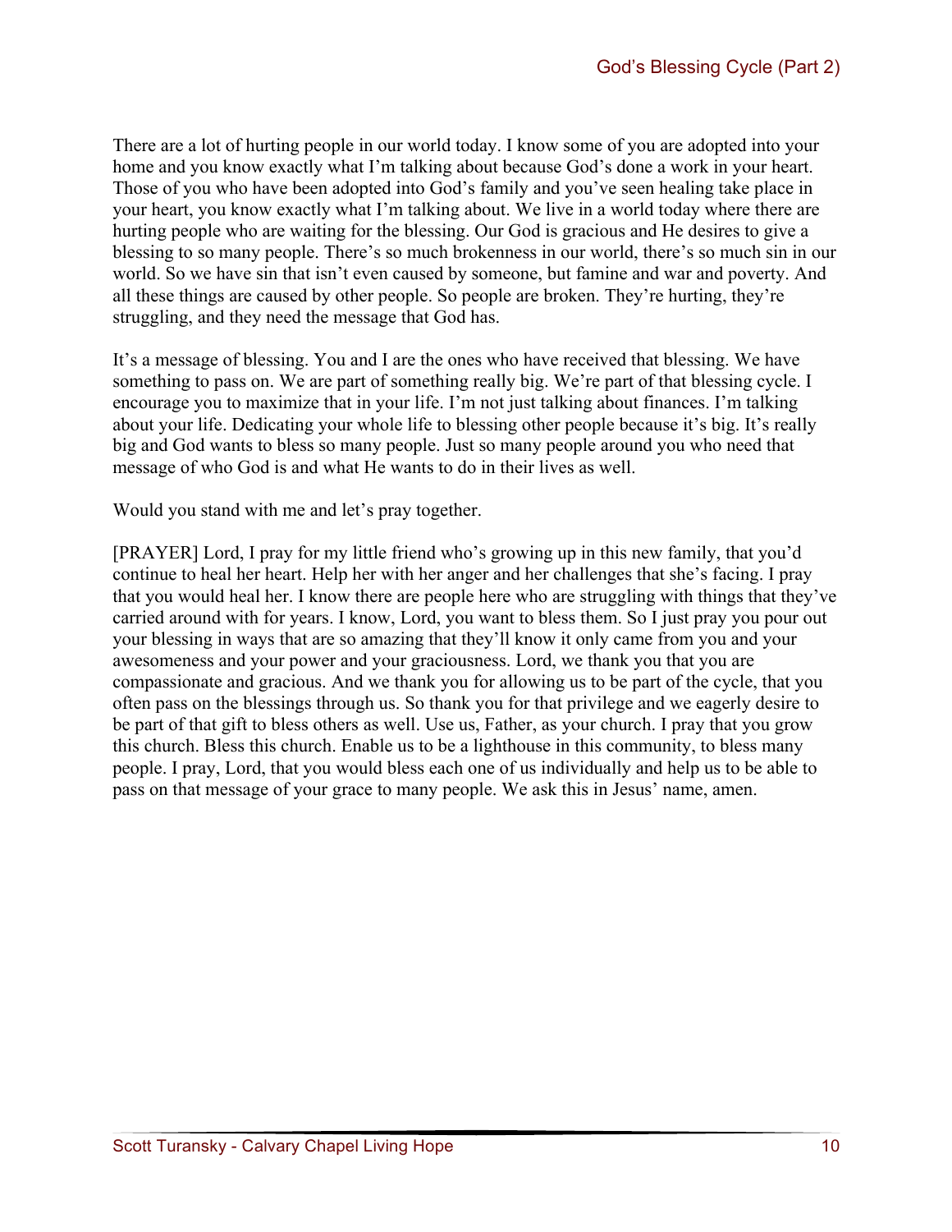There are a lot of hurting people in our world today. I know some of you are adopted into your home and you know exactly what I'm talking about because God's done a work in your heart. Those of you who have been adopted into God's family and you've seen healing take place in your heart, you know exactly what I'm talking about. We live in a world today where there are hurting people who are waiting for the blessing. Our God is gracious and He desires to give a blessing to so many people. There's so much brokenness in our world, there's so much sin in our world. So we have sin that isn't even caused by someone, but famine and war and poverty. And all these things are caused by other people. So people are broken. They're hurting, they're struggling, and they need the message that God has.

It's a message of blessing. You and I are the ones who have received that blessing. We have something to pass on. We are part of something really big. We're part of that blessing cycle. I encourage you to maximize that in your life. I'm not just talking about finances. I'm talking about your life. Dedicating your whole life to blessing other people because it's big. It's really big and God wants to bless so many people. Just so many people around you who need that message of who God is and what He wants to do in their lives as well.

Would you stand with me and let's pray together.

[PRAYER] Lord, I pray for my little friend who's growing up in this new family, that you'd continue to heal her heart. Help her with her anger and her challenges that she's facing. I pray that you would heal her. I know there are people here who are struggling with things that they've carried around with for years. I know, Lord, you want to bless them. So I just pray you pour out your blessing in ways that are so amazing that they'll know it only came from you and your awesomeness and your power and your graciousness. Lord, we thank you that you are compassionate and gracious. And we thank you for allowing us to be part of the cycle, that you often pass on the blessings through us. So thank you for that privilege and we eagerly desire to be part of that gift to bless others as well. Use us, Father, as your church. I pray that you grow this church. Bless this church. Enable us to be a lighthouse in this community, to bless many people. I pray, Lord, that you would bless each one of us individually and help us to be able to pass on that message of your grace to many people. We ask this in Jesus' name, amen.